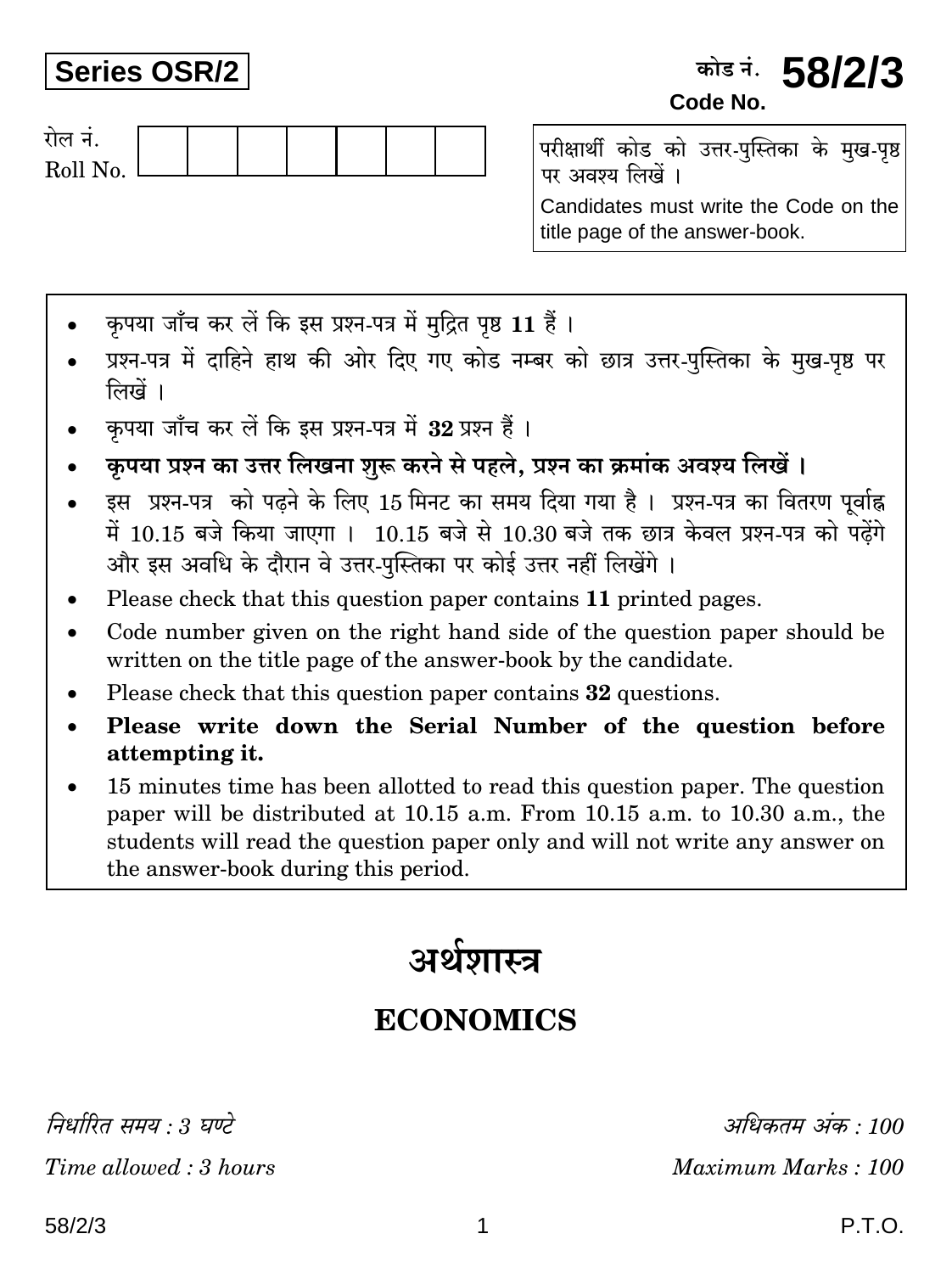**Series OSR/2**

कोड नं. **58/2/3**
**Code No.**

रोल नं.
Roll No.

| | | | | | | |
|---|---|---|---|---|---|---|
| | | | | | | |

परीक्षार्थी कोड को उत्तर-पुस्तिका के मुख-पृष्ठ पर अवश्य लिखें ।

Candidates must write the Code on the title page of the answer-book.

- कृपया जाँच कर लें कि इस प्रश्न-पत्र में मुद्रित पृष्ठ **11** हैं ।
- प्रश्न-पत्र में दाहिने हाथ की ओर दिए गए कोड नम्बर को छात्र उत्तर-पुस्तिका के मुख-पृष्ठ पर लिखें ।
- कृपया जाँच कर लें कि इस प्रश्न-पत्र में **32** प्रश्न हैं ।
- **कृपया प्रश्न का उत्तर लिखना शुरू करने से पहले, प्रश्न का क्रमांक अवश्य लिखें ।**
- इस प्रश्न-पत्र को पढ़ने के लिए 15 मिनट का समय दिया गया है । प्रश्न-पत्र का वितरण पूर्वाह्न में 10.15 बजे किया जाएगा । 10.15 बजे से 10.30 बजे तक छात्र केवल प्रश्न-पत्र को पढ़ेंगे और इस अवधि के दौरान वे उत्तर-पुस्तिका पर कोई उत्तर नहीं लिखेंगे ।
- Please check that this question paper contains **11** printed pages.
- Code number given on the right hand side of the question paper should be written on the title page of the answer-book by the candidate.
- Please check that this question paper contains **32** questions.
- **Please write down the Serial Number of the question before attempting it.**
- 15 minutes time has been allotted to read this question paper. The question paper will be distributed at 10.15 a.m. From 10.15 a.m. to 10.30 a.m., the students will read the question paper only and will not write any answer on the answer-book during this period.

# अर्थशास्त्र

# ECONOMICS

*निर्धारित समय : 3 घण्टे* | *अधिकतम अंक : 100*

*Time allowed : 3 hours* | *Maximum Marks : 100*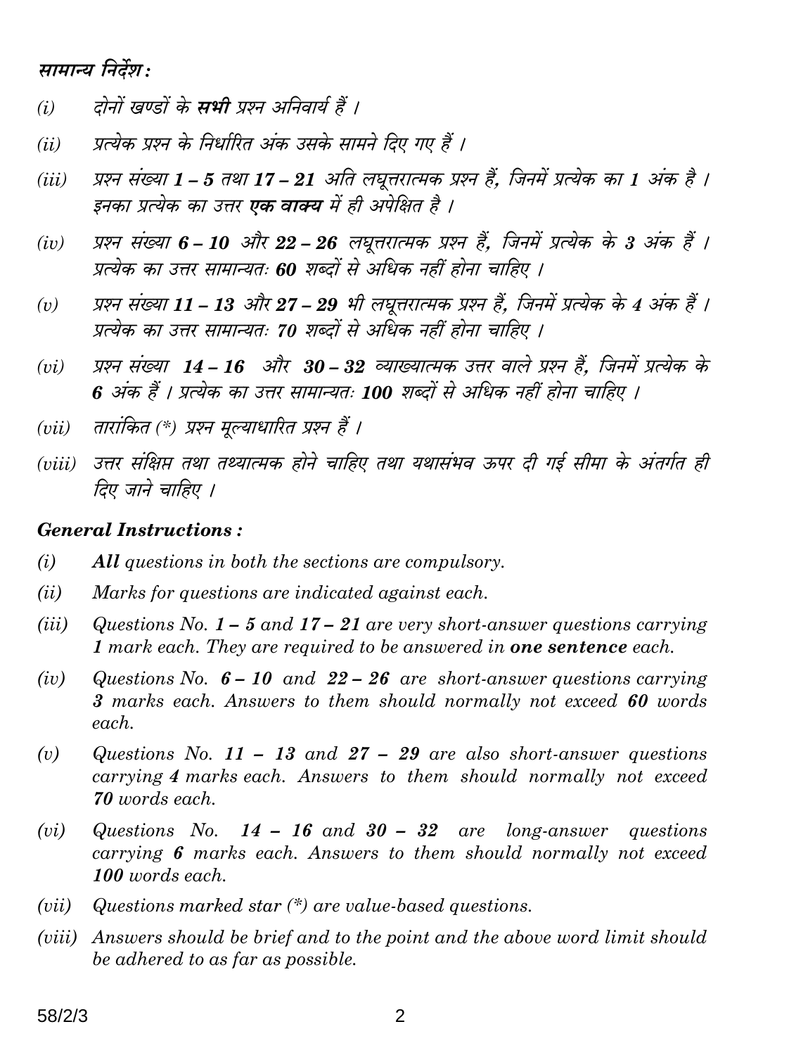### सामान्य निर्देश :

*(i)* दोनों खण्डों के **सभी** प्रश्न अनिवार्य हैं ।

*(ii)* प्रत्येक प्रश्न के निर्धारित अंक उसके सामने दिए गए हैं ।

*(iii)* प्रश्न संख्या **1 – 5** तथा **17 – 21** अति लघूत्तरात्मक प्रश्न हैं, जिनमें प्रत्येक का **1** अंक है । इनका प्रत्येक का उत्तर **एक वाक्य** में ही अपेक्षित है ।

*(iv)* प्रश्न संख्या **6 – 10** और **22 – 26** लघूत्तरात्मक प्रश्न हैं, जिनमें प्रत्येक के **3** अंक हैं । प्रत्येक का उत्तर सामान्यतः **60** शब्दों से अधिक नहीं होना चाहिए ।

*(v)* प्रश्न संख्या **11 – 13** और **27 – 29** भी लघूत्तरात्मक प्रश्न हैं, जिनमें प्रत्येक के **4** अंक हैं । प्रत्येक का उत्तर सामान्यतः **70** शब्दों से अधिक नहीं होना चाहिए ।

*(vi)* प्रश्न संख्या **14 – 16** और **30 – 32** व्याख्यात्मक उत्तर वाले प्रश्न हैं, जिनमें प्रत्येक के **6** अंक हैं । प्रत्येक का उत्तर सामान्यतः **100** शब्दों से अधिक नहीं होना चाहिए ।

*(vii)* तारांकित (*) प्रश्न मूल्याधारित प्रश्न हैं ।

*(viii)* उत्तर संक्षिप्त तथा तथ्यात्मक होने चाहिए तथा यथासंभव ऊपर दी गई सीमा के अंतर्गत ही दिए जाने चाहिए ।

### General Instructions :

*(i)* **All** questions in both the sections are compulsory.

*(ii)* Marks for questions are indicated against each.

*(iii)* Questions No. **1 – 5** and **17 – 21** are very short-answer questions carrying **1** mark each. They are required to be answered in **one sentence** each.

*(iv)* Questions No. **6 – 10** and **22 – 26** are short-answer questions carrying **3** marks each. Answers to them should normally not exceed **60** words each.

*(v)* Questions No. **11 – 13** and **27 – 29** are also short-answer questions carrying **4** marks each. Answers to them should normally not exceed **70** words each.

*(vi)* Questions No. **14 – 16** and **30 – 32** are long-answer questions carrying **6** marks each. Answers to them should normally not exceed **100** words each.

*(vii)* Questions marked star (*) are value-based questions.

*(viii)* Answers should be brief and to the point and the above word limit should be adhered to as far as possible.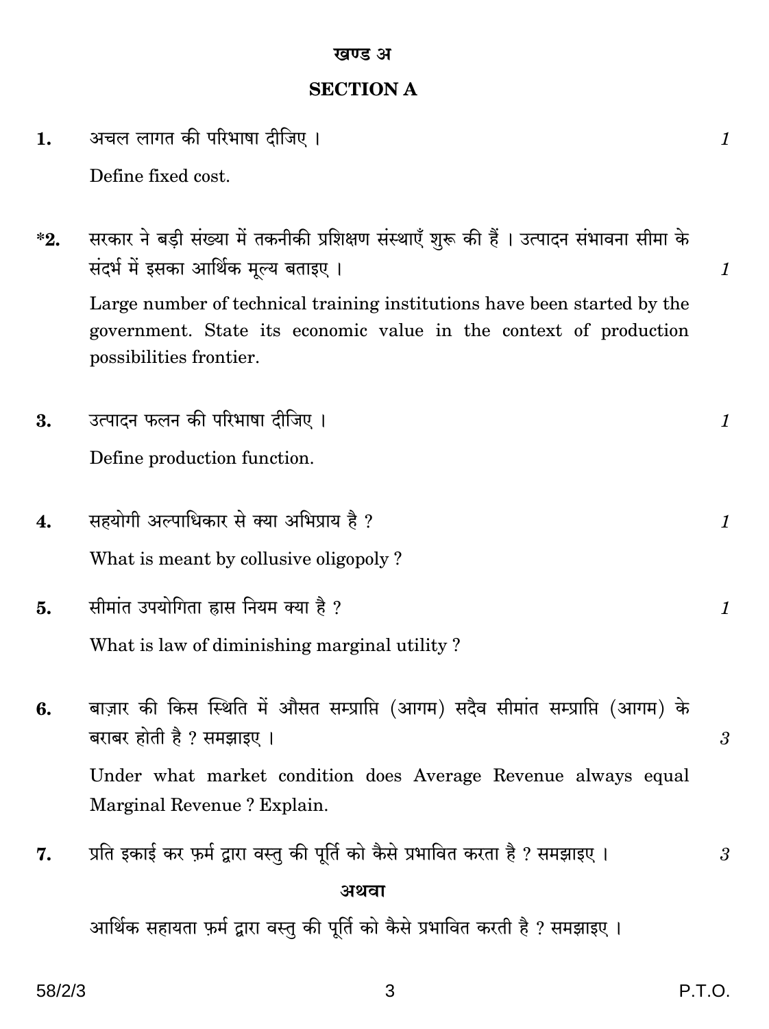## खण्ड अ

## SECTION A

**1.** अचल लागत की परिभाषा दीजिए । *1*

Define fixed cost.

***2.** सरकार ने बड़ी संख्या में तकनीकी प्रशिक्षण संस्थाएँ शुरू की हैं । उत्पादन संभावना सीमा के संदर्भ में इसका आर्थिक मूल्य बताइए । *1*

Large number of technical training institutions have been started by the government. State its economic value in the context of production possibilities frontier.

**3.** उत्पादन फलन की परिभाषा दीजिए । *1*

Define production function.

**4.** सहयोगी अल्पाधिकार से क्या अभिप्राय है ? *1*

What is meant by collusive oligopoly ?

**5.** सीमांत उपयोगिता ह्रास नियम क्या है ? *1*

What is law of diminishing marginal utility ?

**6.** बाज़ार की किस स्थिति में औसत सम्प्राप्ति (आगम) सदैव सीमांत सम्प्राप्ति (आगम) के बराबर होती है ? समझाइए । *3*

Under what market condition does Average Revenue always equal Marginal Revenue ? Explain.

**7.** प्रति इकाई कर फ़र्म द्वारा वस्तु की पूर्ति को कैसे प्रभावित करता है ? समझाइए । *3*

**अथवा**

आर्थिक सहायता फ़र्म द्वारा वस्तु की पूर्ति को कैसे प्रभावित करती है ? समझाइए ।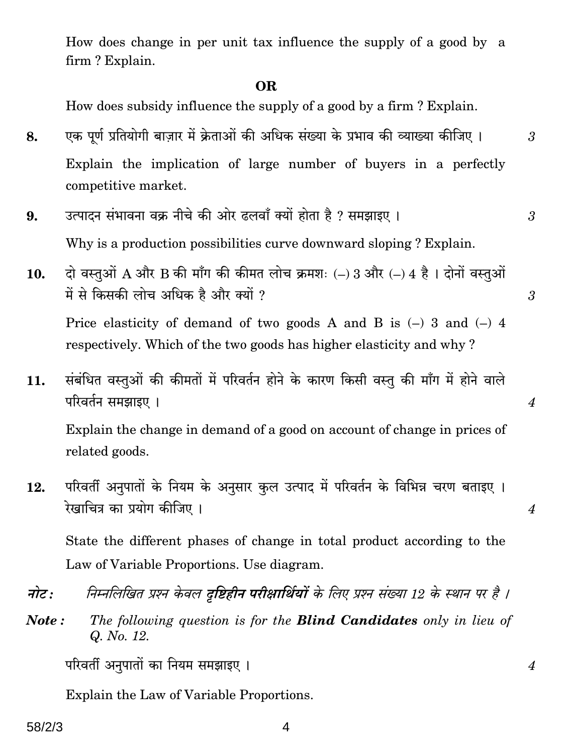How does change in per unit tax influence the supply of a good by a firm ? Explain.

**OR**

How does subsidy influence the supply of a good by a firm ? Explain.

**8.** एक पूर्ण प्रतियोगी बाज़ार में क्रेताओं की अधिक संख्या के प्रभाव की व्याख्या कीजिए । 3

Explain the implication of large number of buyers in a perfectly competitive market.

**9.** उत्पादन संभावना वक्र नीचे की ओर ढलवाँ क्यों होता है ? समझाइए । 3

Why is a production possibilities curve downward sloping ? Explain.

**10.** दो वस्तुओं A और B की माँग की कीमत लोच क्रमशः (–) 3 और (–) 4 है । दोनों वस्तुओं में से किसकी लोच अधिक है और क्यों ? 3

Price elasticity of demand of two goods A and B is (–) 3 and (–) 4 respectively. Which of the two goods has higher elasticity and why ?

**11.** संबंधित वस्तुओं की कीमतों में परिवर्तन होने के कारण किसी वस्तु की माँग में होने वाले परिवर्तन समझाइए । 4

Explain the change in demand of a good on account of change in prices of related goods.

**12.** परिवर्ती अनुपातों के नियम के अनुसार कुल उत्पाद में परिवर्तन के विभिन्न चरण बताइए । रेखाचित्र का प्रयोग कीजिए । 4

State the different phases of change in total product according to the Law of Variable Proportions. Use diagram.

*नोट : निम्नलिखित प्रश्न केवल* ***दृष्टिहीन परीक्षार्थियों*** *के लिए प्रश्न संख्या 12 के स्थान पर है ।*

***Note :*** *The following question is for the* ***Blind Candidates*** *only in lieu of Q. No. 12.*

परिवर्ती अनुपातों का नियम समझाइए । 4

Explain the Law of Variable Proportions.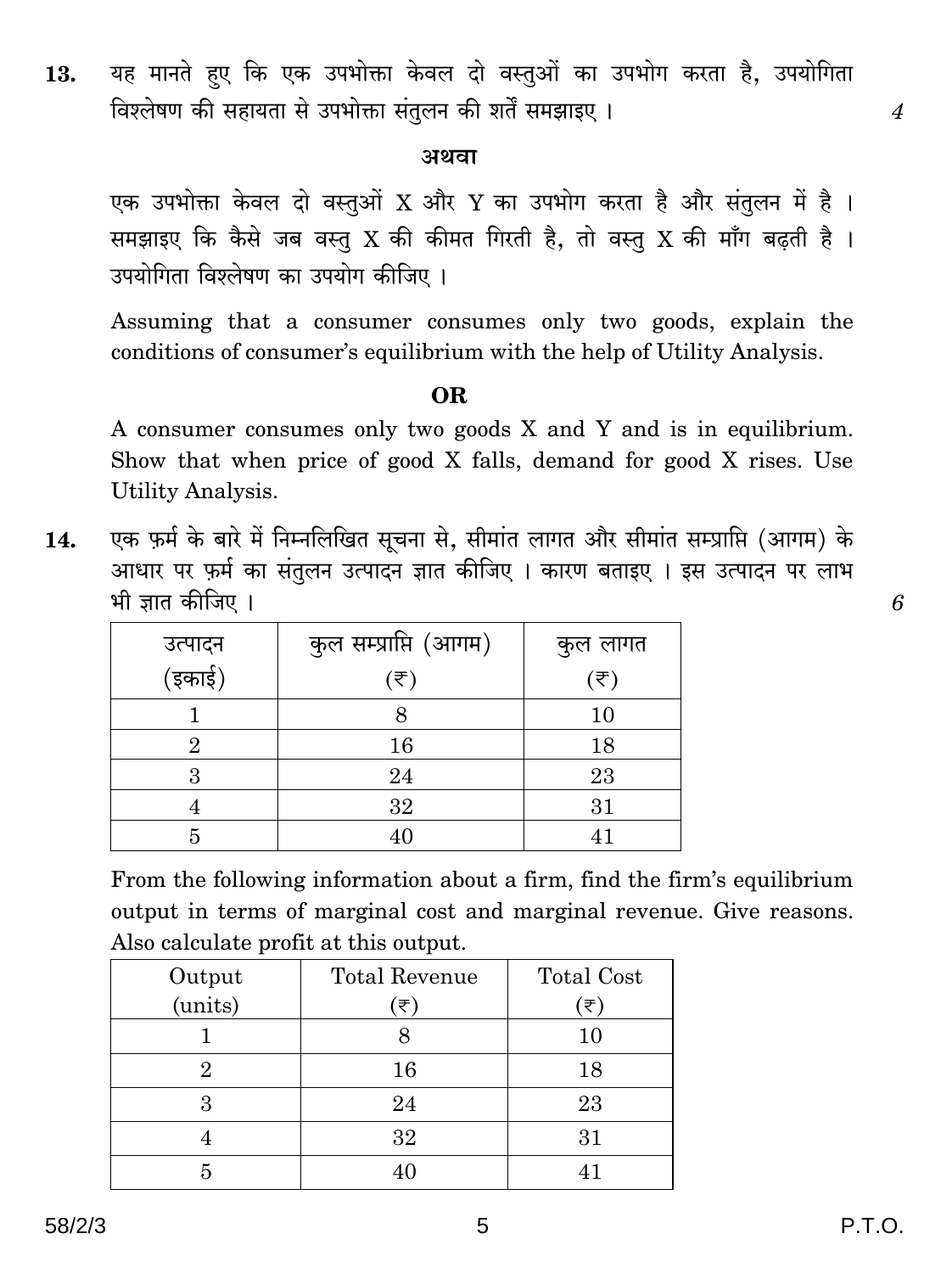13. यह मानते हुए कि एक उपभोक्ता केवल दो वस्तुओं का उपभोग करता है, उपयोगिता विश्लेषण की सहायता से उपभोक्ता संतुलन की शर्तें समझाइए । *4*

**अथवा**

एक उपभोक्ता केवल दो वस्तुओं X और Y का उपभोग करता है और संतुलन में है । समझाइए कि कैसे जब वस्तु X की कीमत गिरती है, तो वस्तु X की माँग बढ़ती है । उपयोगिता विश्लेषण का उपयोग कीजिए ।

Assuming that a consumer consumes only two goods, explain the conditions of consumer's equilibrium with the help of Utility Analysis.

**OR**

A consumer consumes only two goods X and Y and is in equilibrium. Show that when price of good X falls, demand for good X rises. Use Utility Analysis.

14. एक फ़र्म के बारे में निम्नलिखित सूचना से, सीमांत लागत और सीमांत सम्प्राप्ति (आगम) के आधार पर फ़र्म का संतुलन उत्पादन ज्ञात कीजिए । कारण बताइए । इस उत्पादन पर लाभ भी ज्ञात कीजिए । *6*

| उत्पादन (इकाई) | कुल सम्प्राप्ति (आगम) (₹) | कुल लागत (₹) |
|---|---|---|
| 1 | 8 | 10 |
| 2 | 16 | 18 |
| 3 | 24 | 23 |
| 4 | 32 | 31 |
| 5 | 40 | 41 |

From the following information about a firm, find the firm's equilibrium output in terms of marginal cost and marginal revenue. Give reasons. Also calculate profit at this output.

| Output (units) | Total Revenue (₹) | Total Cost (₹) |
|---|---|---|
| 1 | 8 | 10 |
| 2 | 16 | 18 |
| 3 | 24 | 23 |
| 4 | 32 | 31 |
| 5 | 40 | 41 |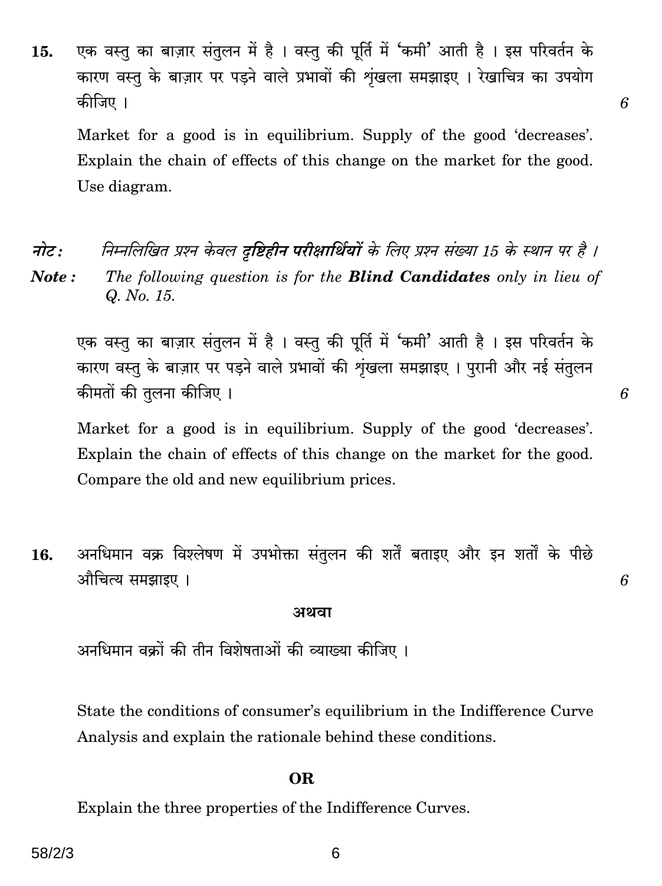15. एक वस्तु का बाज़ार संतुलन में है । वस्तु की पूर्ति में 'कमी' आती है । इस परिवर्तन के कारण वस्तु के बाज़ार पर पड़ने वाले प्रभावों की श्रृंखला समझाइए । रेखाचित्र का उपयोग कीजिए । 6

Market for a good is in equilibrium. Supply of the good 'decreases'. Explain the chain of effects of this change on the market for the good. Use diagram.

***नोट :*** *निम्नलिखित प्रश्न केवल **दृष्टिहीन परीक्षार्थियों** के लिए प्रश्न संख्या 15 के स्थान पर है ।*

***Note :*** *The following question is for the **Blind Candidates** only in lieu of Q. No. 15.*

एक वस्तु का बाज़ार संतुलन में है । वस्तु की पूर्ति में 'कमी' आती है । इस परिवर्तन के कारण वस्तु के बाज़ार पर पड़ने वाले प्रभावों की श्रृंखला समझाइए । पुरानी और नई संतुलन कीमतों की तुलना कीजिए । 6

Market for a good is in equilibrium. Supply of the good 'decreases'. Explain the chain of effects of this change on the market for the good. Compare the old and new equilibrium prices.

16. अनधिमान वक्र विश्लेषण में उपभोक्ता संतुलन की शर्तें बताइए और इन शर्तों के पीछे औचित्य समझाइए । 6

**अथवा**

अनधिमान वक्रों की तीन विशेषताओं की व्याख्या कीजिए ।

State the conditions of consumer's equilibrium in the Indifference Curve Analysis and explain the rationale behind these conditions.

**OR**

Explain the three properties of the Indifference Curves.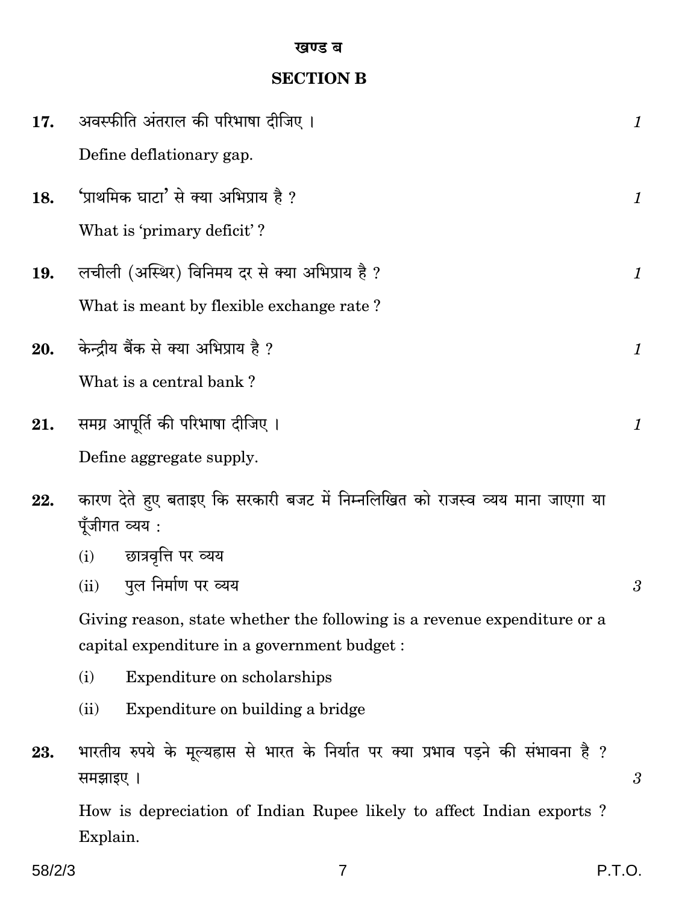## खण्ड ब

## SECTION B

**17.** अवस्फीति अंतराल की परिभाषा दीजिए । *1*

Define deflationary gap.

**18.** 'प्राथमिक घाटा' से क्या अभिप्राय है ? *1*

What is 'primary deficit' ?

**19.** लचीली (अस्थिर) विनिमय दर से क्या अभिप्राय है ? *1*

What is meant by flexible exchange rate ?

**20.** केन्द्रीय बैंक से क्या अभिप्राय है ? *1*

What is a central bank ?

**21.** समग्र आपूर्ति की परिभाषा दीजिए । *1*

Define aggregate supply.

**22.** कारण देते हुए बताइए कि सरकारी बजट में निम्नलिखित को राजस्व व्यय माना जाएगा या पूँजीगत व्यय :

(i) छात्रवृत्ति पर व्यय

(ii) पुल निर्माण पर व्यय *3*

Giving reason, state whether the following is a revenue expenditure or a capital expenditure in a government budget :

(i) Expenditure on scholarships

(ii) Expenditure on building a bridge

**23.** भारतीय रुपये के मूल्यह्रास से भारत के निर्यात पर क्या प्रभाव पड़ने की संभावना है ? समझाइए । *3*

How is depreciation of Indian Rupee likely to affect Indian exports ? Explain.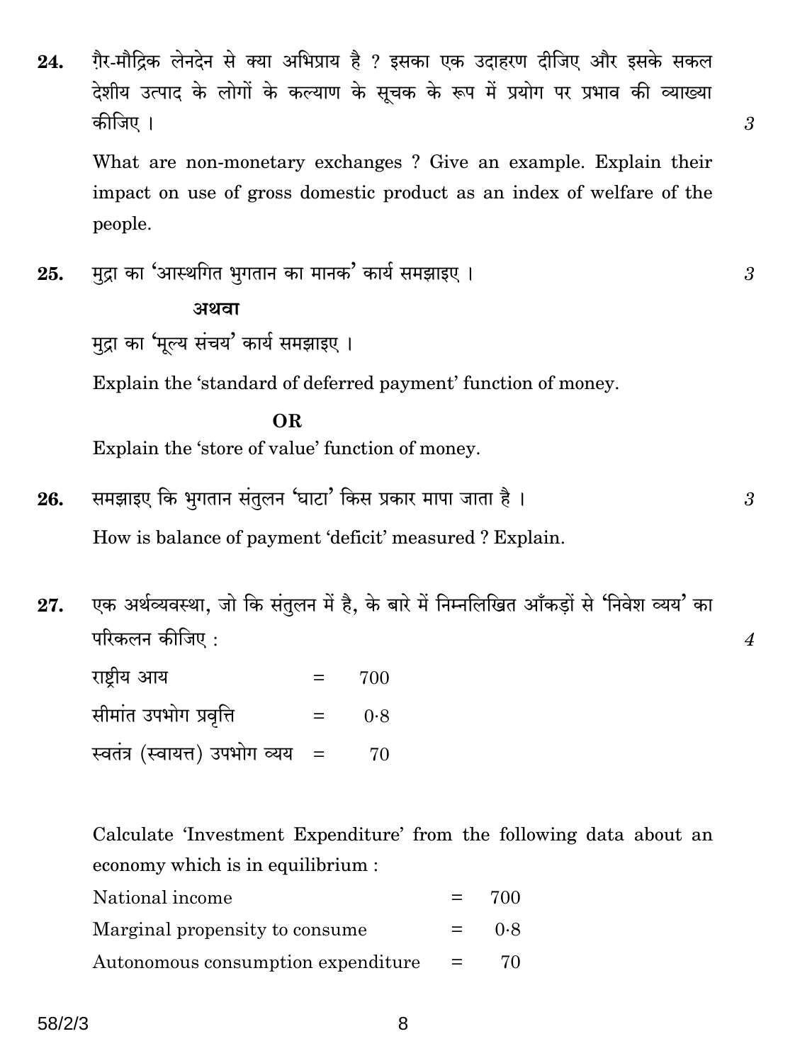**24.** ग़ैर-मौद्रिक लेनदेन से क्या अभिप्राय है ? इसका एक उदाहरण दीजिए और इसके सकल देशीय उत्पाद के लोगों के कल्याण के सूचक के रूप में प्रयोग पर प्रभाव की व्याख्या कीजिए । *3*

What are non-monetary exchanges ? Give an example. Explain their impact on use of gross domestic product as an index of welfare of the people.

**25.** मुद्रा का 'आस्थगित भुगतान का मानक' कार्य समझाइए । *3*

**अथवा**

मुद्रा का 'मूल्य संचय' कार्य समझाइए ।

Explain the 'standard of deferred payment' function of money.

**OR**

Explain the 'store of value' function of money.

**26.** समझाइए कि भुगतान संतुलन 'घाटा' किस प्रकार मापा जाता है । *3*

How is balance of payment 'deficit' measured ? Explain.

**27.** एक अर्थव्यवस्था, जो कि संतुलन में है, के बारे में निम्नलिखित आँकड़ों से 'निवेश व्यय' का परिकलन कीजिए : *4*

| | | |
|---|---|---|
| राष्ट्रीय आय | = | 700 |
| सीमांत उपभोग प्रवृत्ति | = | 0·8 |
| स्वतंत्र (स्वायत्त) उपभोग व्यय | = | 70 |

Calculate 'Investment Expenditure' from the following data about an economy which is in equilibrium :

| | | |
|---|---|---|
| National income | = | 700 |
| Marginal propensity to consume | = | 0·8 |
| Autonomous consumption expenditure | = | 70 |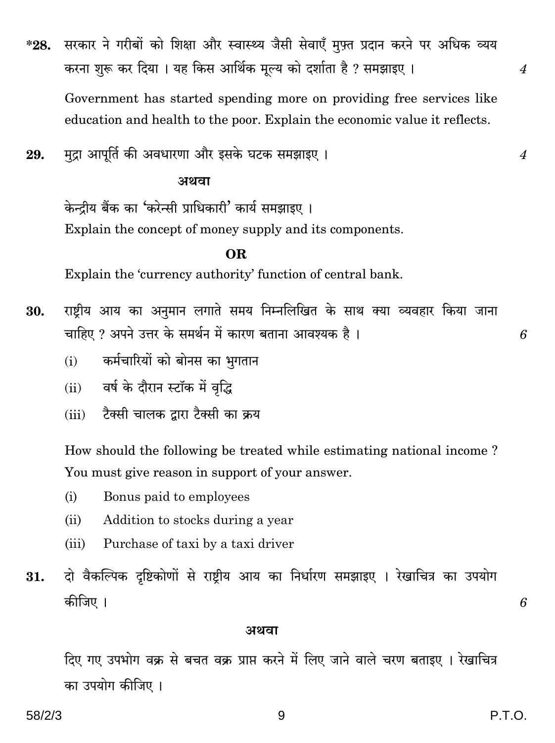**\*28.** सरकार ने गरीबों को शिक्षा और स्वास्थ्य जैसी सेवाएँ मुफ़्त प्रदान करने पर अधिक व्यय करना शुरू कर दिया । यह किस आर्थिक मूल्य को दर्शाता है ? समझाइए । *4*

Government has started spending more on providing free services like education and health to the poor. Explain the economic value it reflects.

**29.** मुद्रा आपूर्ति की अवधारणा और इसके घटक समझाइए । *4*

**अथवा**

केन्द्रीय बैंक का 'करेन्सी प्राधिकारी' कार्य समझाइए ।

Explain the concept of money supply and its components.

**OR**

Explain the 'currency authority' function of central bank.

**30.** राष्ट्रीय आय का अनुमान लगाते समय निम्नलिखित के साथ क्या व्यवहार किया जाना चाहिए ? अपने उत्तर के समर्थन में कारण बताना आवश्यक है । *6*

(i) कर्मचारियों को बोनस का भुगतान

(ii) वर्ष के दौरान स्टॉक में वृद्धि

(iii) टैक्सी चालक द्वारा टैक्सी का क्रय

How should the following be treated while estimating national income ? You must give reason in support of your answer.

(i) Bonus paid to employees

(ii) Addition to stocks during a year

(iii) Purchase of taxi by a taxi driver

**31.** दो वैकल्पिक दृष्टिकोणों से राष्ट्रीय आय का निर्धारण समझाइए । रेखाचित्र का उपयोग कीजिए । *6*

**अथवा**

दिए गए उपभोग वक्र से बचत वक्र प्राप्त करने में लिए जाने वाले चरण बताइए । रेखाचित्र का उपयोग कीजिए ।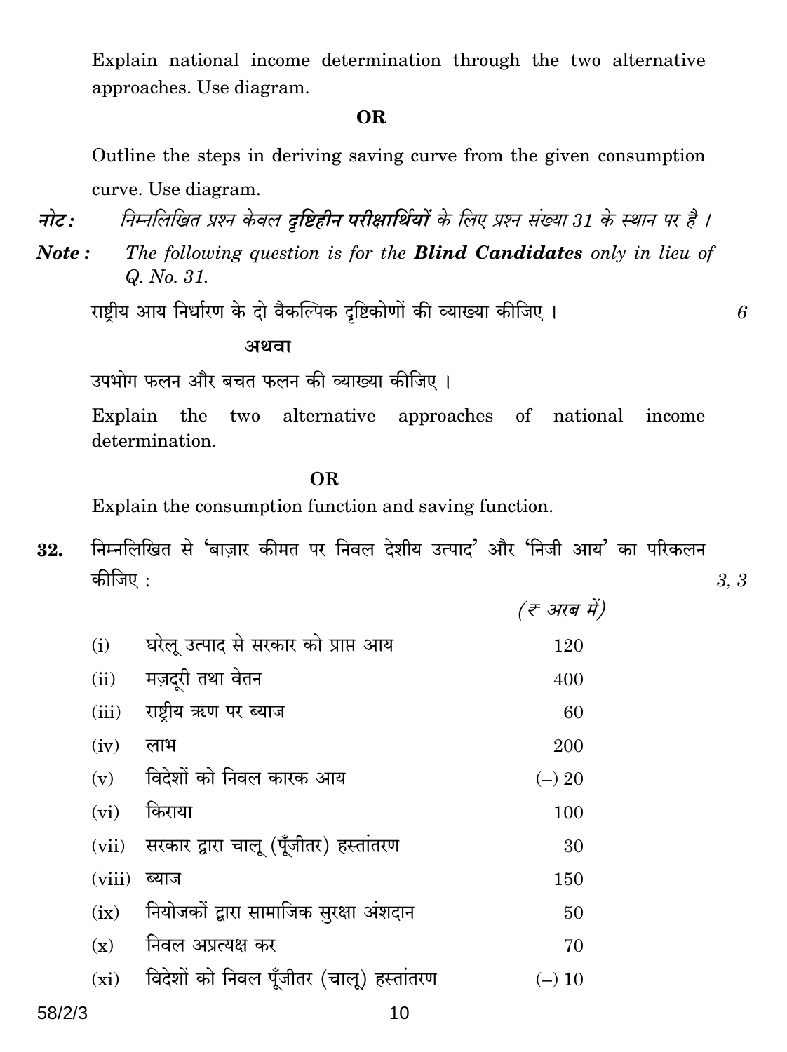Explain national income determination through the two alternative approaches. Use diagram.

**OR**

Outline the steps in deriving saving curve from the given consumption curve. Use diagram.

***नोट :*** *निम्नलिखित प्रश्न केवल **दृष्टिहीन परीक्षार्थियों** के लिए प्रश्न संख्या 31 के स्थान पर है ।*

***Note :*** *The following question is for the **Blind Candidates** only in lieu of Q. No. 31.*

राष्ट्रीय आय निर्धारण के दो वैकल्पिक दृष्टिकोणों की व्याख्या कीजिए । *6*

**अथवा**

उपभोग फलन और बचत फलन की व्याख्या कीजिए ।

Explain the two alternative approaches of national income determination.

**OR**

Explain the consumption function and saving function.

**32.** निम्नलिखित से 'बाज़ार कीमत पर निवल देशीय उत्पाद' और 'निजी आय' का परिकलन कीजिए : *3, 3*

| | | *(₹ अरब में)* |
|---|---|---|
| (i) | घरेलू उत्पाद से सरकार को प्राप्त आय | 120 |
| (ii) | मज़दूरी तथा वेतन | 400 |
| (iii) | राष्ट्रीय ऋण पर ब्याज | 60 |
| (iv) | लाभ | 200 |
| (v) | विदेशों को निवल कारक आय | (–) 20 |
| (vi) | किराया | 100 |
| (vii) | सरकार द्वारा चालू (पूँजीतर) हस्तांतरण | 30 |
| (viii) | ब्याज | 150 |
| (ix) | नियोजकों द्वारा सामाजिक सुरक्षा अंशदान | 50 |
| (x) | निवल अप्रत्यक्ष कर | 70 |
| (xi) | विदेशों को निवल पूँजीतर (चालू) हस्तांतरण | (–) 10 |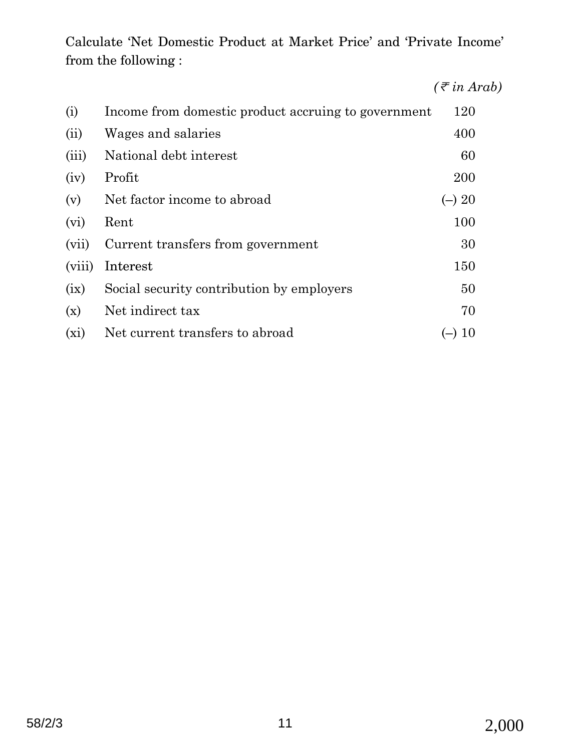Calculate 'Net Domestic Product at Market Price' and 'Private Income' from the following :

*(₹ in Arab)*

| | | |
|---|---|---|
| (i) | Income from domestic product accruing to government | 120 |
| (ii) | Wages and salaries | 400 |
| (iii) | National debt interest | 60 |
| (iv) | Profit | 200 |
| (v) | Net factor income to abroad | (–) 20 |
| (vi) | Rent | 100 |
| (vii) | Current transfers from government | 30 |
| (viii) | Interest | 150 |
| (ix) | Social security contribution by employers | 50 |
| (x) | Net indirect tax | 70 |
| (xi) | Net current transfers to abroad | (–) 10 |